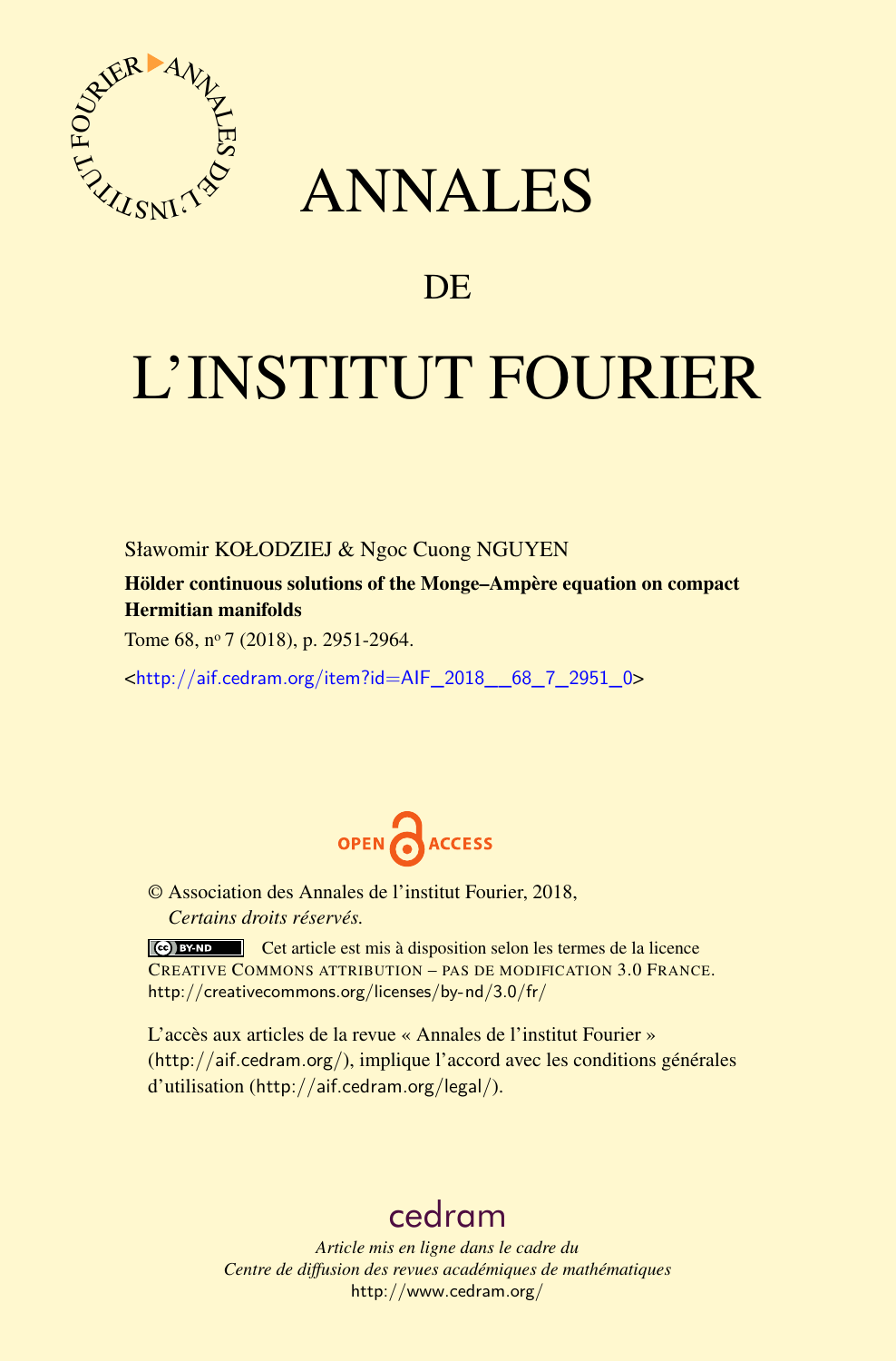# ANNALES

## DE

# L'INSTITUT FOURIER

Sławomir KOŁODZIEJ & Ngoc Cuong NGUYEN

**Hölder continuous solutions of the Monge–Ampère equation on compact Hermitian manifolds**

Tome 68, n° 7 (2018), p. 2951-2964.

<http://aif.cedram.org/item?id=AIF_2018__68_7_2951_0>

OPEN ACCESS

© Association des Annales de l'institut Fourier, 2018,
*Certains droits réservés.*

Cet article est mis à disposition selon les termes de la licence CREATIVE COMMONS ATTRIBUTION – PAS DE MODIFICATION 3.0 FRANCE.
http://creativecommons.org/licenses/by-nd/3.0/fr/

L'accès aux articles de la revue « Annales de l'institut Fourier » (http://aif.cedram.org/), implique l'accord avec les conditions générales d'utilisation (http://aif.cedram.org/legal/).

cedram

*Article mis en ligne dans le cadre du*
*Centre de diffusion des revues académiques de mathématiques*
http://www.cedram.org/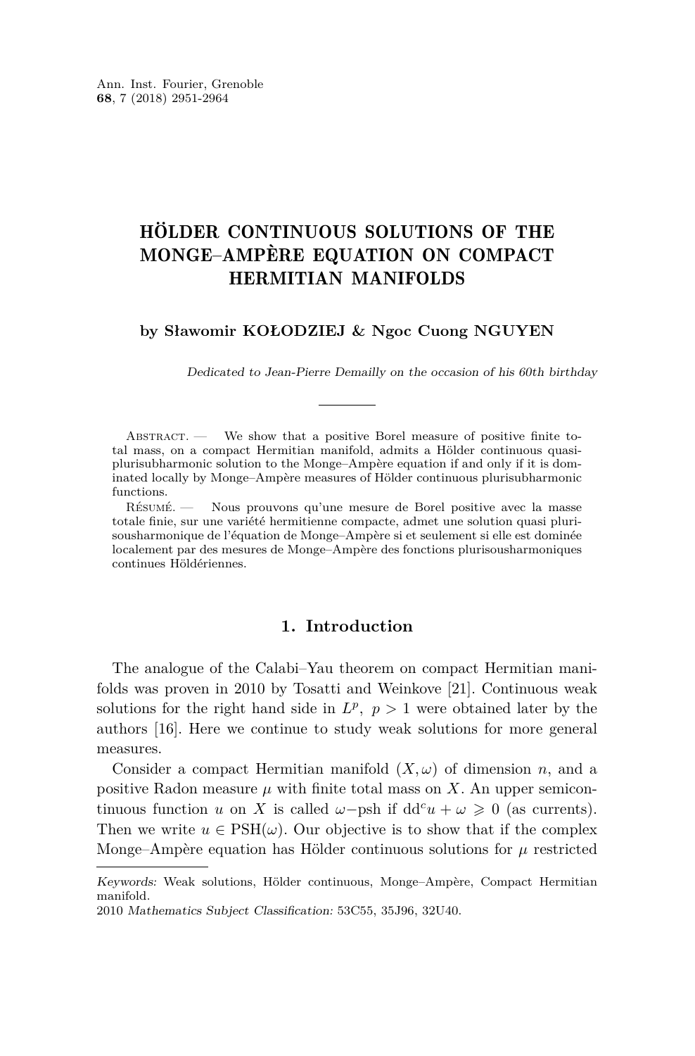# HÖLDER CONTINUOUS SOLUTIONS OF THE MONGE–AMPÈRE EQUATION ON COMPACT HERMITIAN MANIFOLDS

**by Sławomir KOŁODZIEJ & Ngoc Cuong NGUYEN**

*Dedicated to Jean-Pierre Demailly on the occasion of his 60th birthday*

Abstract. — We show that a positive Borel measure of positive finite total mass, on a compact Hermitian manifold, admits a Hölder continuous quasi-plurisubharmonic solution to the Monge–Ampère equation if and only if it is dominated locally by Monge–Ampère measures of Hölder continuous plurisubharmonic functions.

Résumé. — Nous prouvons qu'une mesure de Borel positive avec la masse totale finie, sur une variété hermitienne compacte, admet une solution quasi plurisousharmonique de l'équation de Monge–Ampère si et seulement si elle est dominée localement par des mesures de Monge–Ampère des fonctions plurisousharmoniques continues Höldériennes.

## 1. Introduction

The analogue of the Calabi–Yau theorem on compact Hermitian manifolds was proven in 2010 by Tosatti and Weinkove [21]. Continuous weak solutions for the right hand side in $L^p$, $p > 1$ were obtained later by the authors [16]. Here we continue to study weak solutions for more general measures.

Consider a compact Hermitian manifold $(X, \omega)$ of dimension $n$, and a positive Radon measure $\mu$ with finite total mass on $X$. An upper semicontinuous function $u$ on $X$ is called $\omega$−psh if $dd^c u + \omega \geqslant 0$ (as currents). Then we write $u \in \mathrm{PSH}(\omega)$. Our objective is to show that if the complex Monge–Ampère equation has Hölder continuous solutions for $\mu$ restricted

*Keywords:* Weak solutions, Hölder continuous, Monge–Ampère, Compact Hermitian manifold.
2010 *Mathematics Subject Classification:* 53C55, 35J96, 32U40.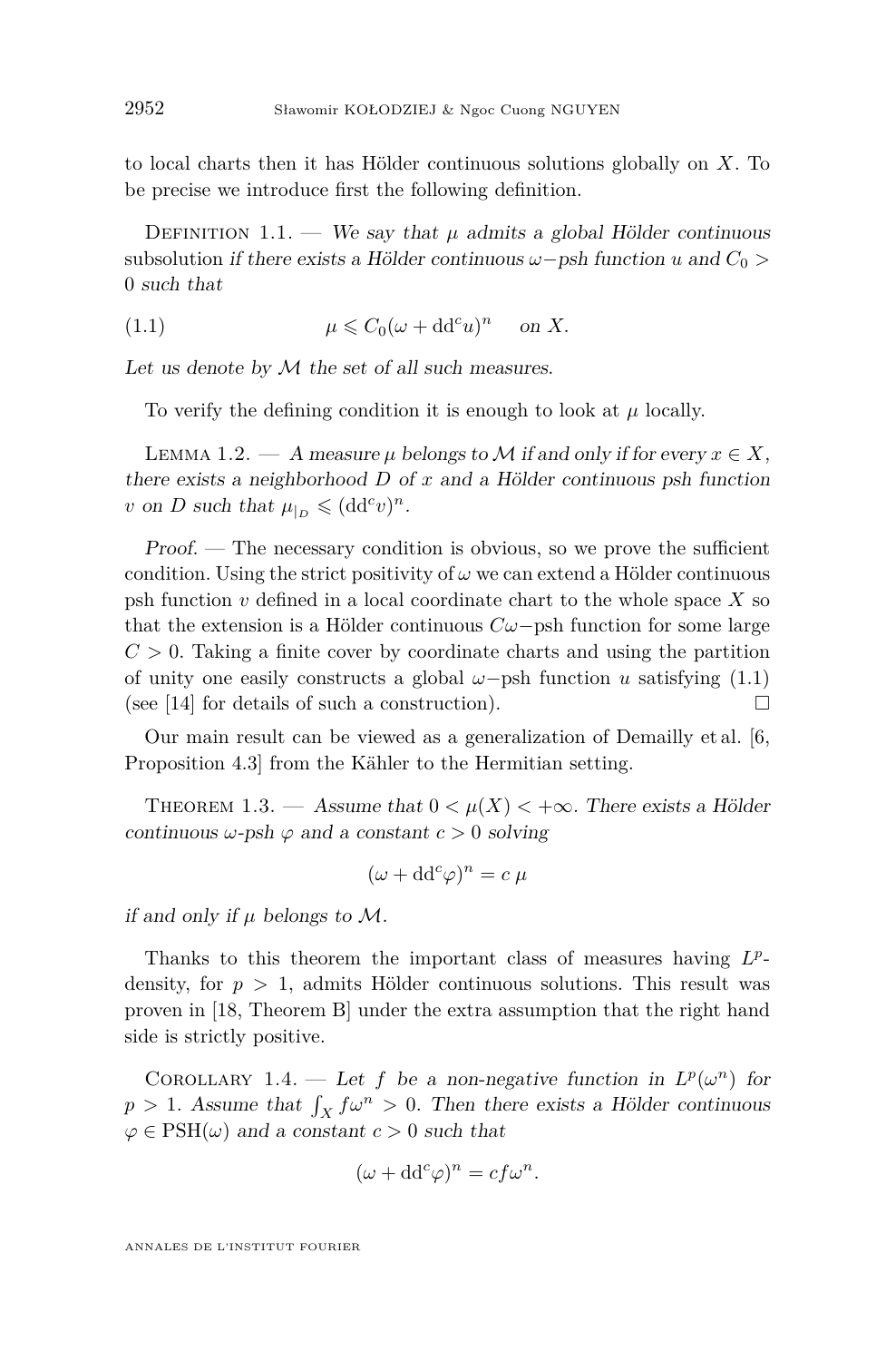to local charts then it has Hölder continuous solutions globally on $X$. To be precise we introduce first the following definition.

Definition 1.1. — *We say that $\mu$ admits a global Hölder continuous* subsolution *if there exists a Hölder continuous $\omega-$psh function $u$ and $C_0 > 0$ such that*

$$\mu \leqslant C_0(\omega + \mathrm{dd}^c u)^n \quad \text{on } X. \tag{1.1}$$

*Let us denote by $\mathcal{M}$ the set of all such measures.*

To verify the defining condition it is enough to look at $\mu$ locally.

Lemma 1.2. — *A measure $\mu$ belongs to $\mathcal{M}$ if and only if for every $x \in X$, there exists a neighborhood $D$ of $x$ and a Hölder continuous psh function $v$ on $D$ such that $\mu_{|_D} \leqslant (\mathrm{dd}^c v)^n$.*

*Proof.* — The necessary condition is obvious, so we prove the sufficient condition. Using the strict positivity of $\omega$ we can extend a Hölder continuous psh function $v$ defined in a local coordinate chart to the whole space $X$ so that the extension is a Hölder continuous $C\omega-$psh function for some large $C > 0$. Taking a finite cover by coordinate charts and using the partition of unity one easily constructs a global $\omega-$psh function $u$ satisfying (1.1) (see [14] for details of such a construction). □

Our main result can be viewed as a generalization of Demailly et al. [6, Proposition 4.3] from the Kähler to the Hermitian setting.

Theorem 1.3. — *Assume that $0 < \mu(X) < +\infty$. There exists a Hölder continuous $\omega$-psh $\varphi$ and a constant $c > 0$ solving*

$$(\omega + \mathrm{dd}^c\varphi)^n = c\,\mu$$

*if and only if $\mu$ belongs to $\mathcal{M}$.*

Thanks to this theorem the important class of measures having $L^p$-density, for $p > 1$, admits Hölder continuous solutions. This result was proven in [18, Theorem B] under the extra assumption that the right hand side is strictly positive.

Corollary 1.4. — *Let $f$ be a non-negative function in $L^p(\omega^n)$ for $p > 1$. Assume that $\int_X f\omega^n > 0$. Then there exists a Hölder continuous $\varphi \in \mathrm{PSH}(\omega)$ and a constant $c > 0$ such that*

$$(\omega + \mathrm{dd}^c\varphi)^n = cf\omega^n.$$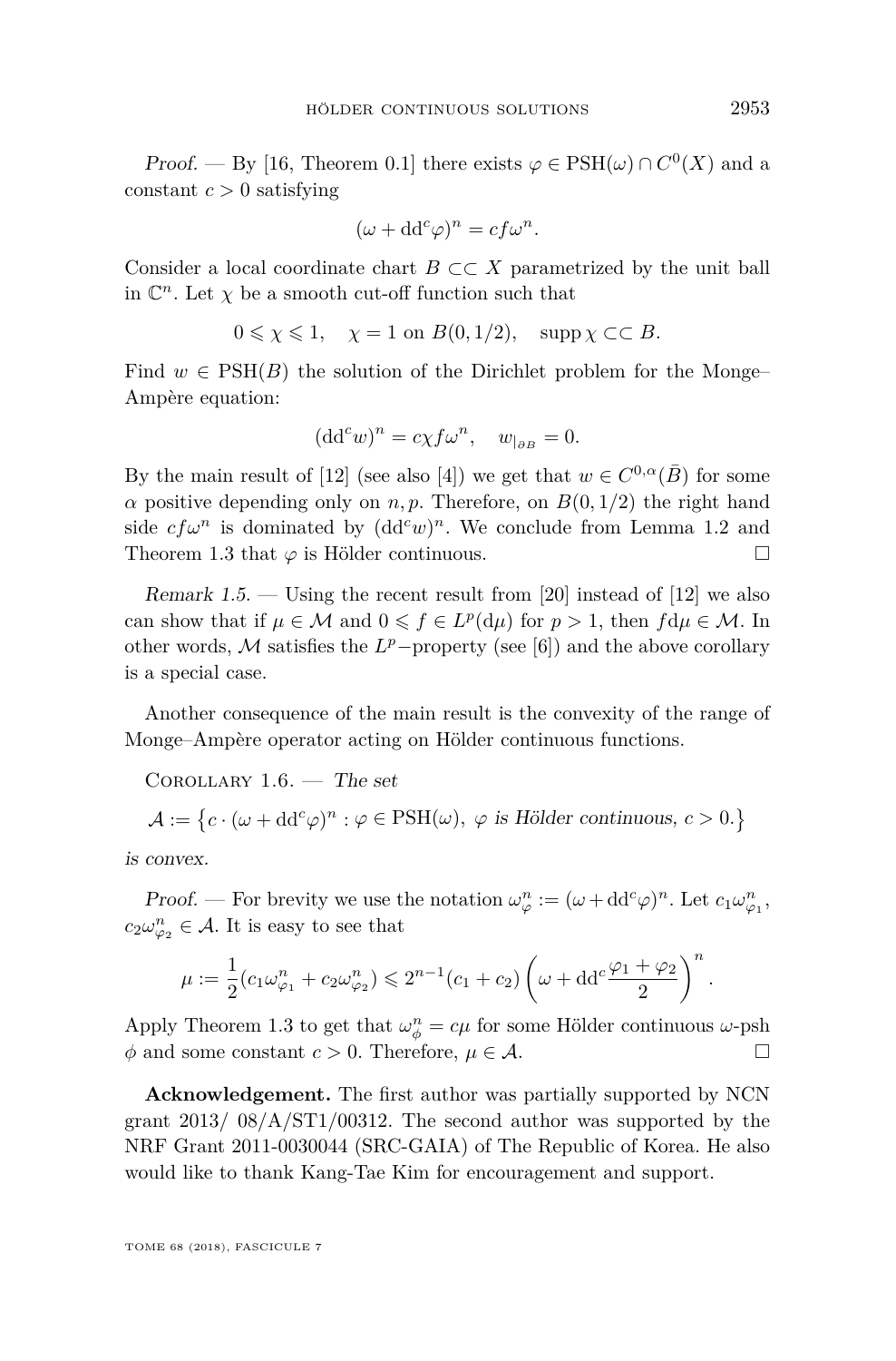*Proof.* — By [16, Theorem 0.1] there exists $\varphi \in \mathrm{PSH}(\omega) \cap C^0(X)$ and a constant $c > 0$ satisfying

$$(\omega + \mathrm{dd}^c\varphi)^n = cf\omega^n.$$

Consider a local coordinate chart $B \subset\subset X$ parametrized by the unit ball in $\mathbb{C}^n$. Let $\chi$ be a smooth cut-off function such that

$$0 \leqslant \chi \leqslant 1, \quad \chi = 1 \text{ on } B(0, 1/2), \quad \operatorname{supp} \chi \subset\subset B.$$

Find $w \in \mathrm{PSH}(B)$ the solution of the Dirichlet problem for the Monge–Ampère equation:

$$(\mathrm{dd}^c w)^n = c\chi f\omega^n, \quad w_{|_{\partial B}} = 0.$$

By the main result of [12] (see also [4]) we get that $w \in C^{0,\alpha}(\bar{B})$ for some $\alpha$ positive depending only on $n, p$. Therefore, on $B(0, 1/2)$ the right hand side $cf\omega^n$ is dominated by $(\mathrm{dd}^c w)^n$. We conclude from Lemma 1.2 and Theorem 1.3 that $\varphi$ is Hölder continuous. $\square$

*Remark 1.5.* — Using the recent result from [20] instead of [12] we also can show that if $\mu \in \mathcal{M}$ and $0 \leqslant f \in L^p(\mathrm{d}\mu)$ for $p > 1$, then $f\mathrm{d}\mu \in \mathcal{M}$. In other words, $\mathcal{M}$ satisfies the $L^p-$property (see [6]) and the above corollary is a special case.

Another consequence of the main result is the convexity of the range of Monge–Ampère operator acting on Hölder continuous functions.

Corollary 1.6. — *The set*

$$\mathcal{A} := \left\{ c \cdot (\omega + \mathrm{dd}^c\varphi)^n : \varphi \in \mathrm{PSH}(\omega),\ \varphi \text{ is Hölder continuous, } c > 0. \right\}$$

*is convex.*

*Proof.* — For brevity we use the notation $\omega_\varphi^n := (\omega + \mathrm{dd}^c\varphi)^n$. Let $c_1\omega_{\varphi_1}^n$, $c_2\omega_{\varphi_2}^n \in \mathcal{A}$. It is easy to see that

$$\mu := \frac{1}{2}(c_1\omega_{\varphi_1}^n + c_2\omega_{\varphi_2}^n) \leqslant 2^{n-1}(c_1 + c_2)\left(\omega + \mathrm{dd}^c\frac{\varphi_1 + \varphi_2}{2}\right)^n.$$

Apply Theorem 1.3 to get that $\omega_\phi^n = c\mu$ for some Hölder continuous $\omega$-psh $\phi$ and some constant $c > 0$. Therefore, $\mu \in \mathcal{A}$. $\square$

**Acknowledgement.** The first author was partially supported by NCN grant 2013/ 08/A/ST1/00312. The second author was supported by the NRF Grant 2011-0030044 (SRC-GAIA) of The Republic of Korea. He also would like to thank Kang-Tae Kim for encouragement and support.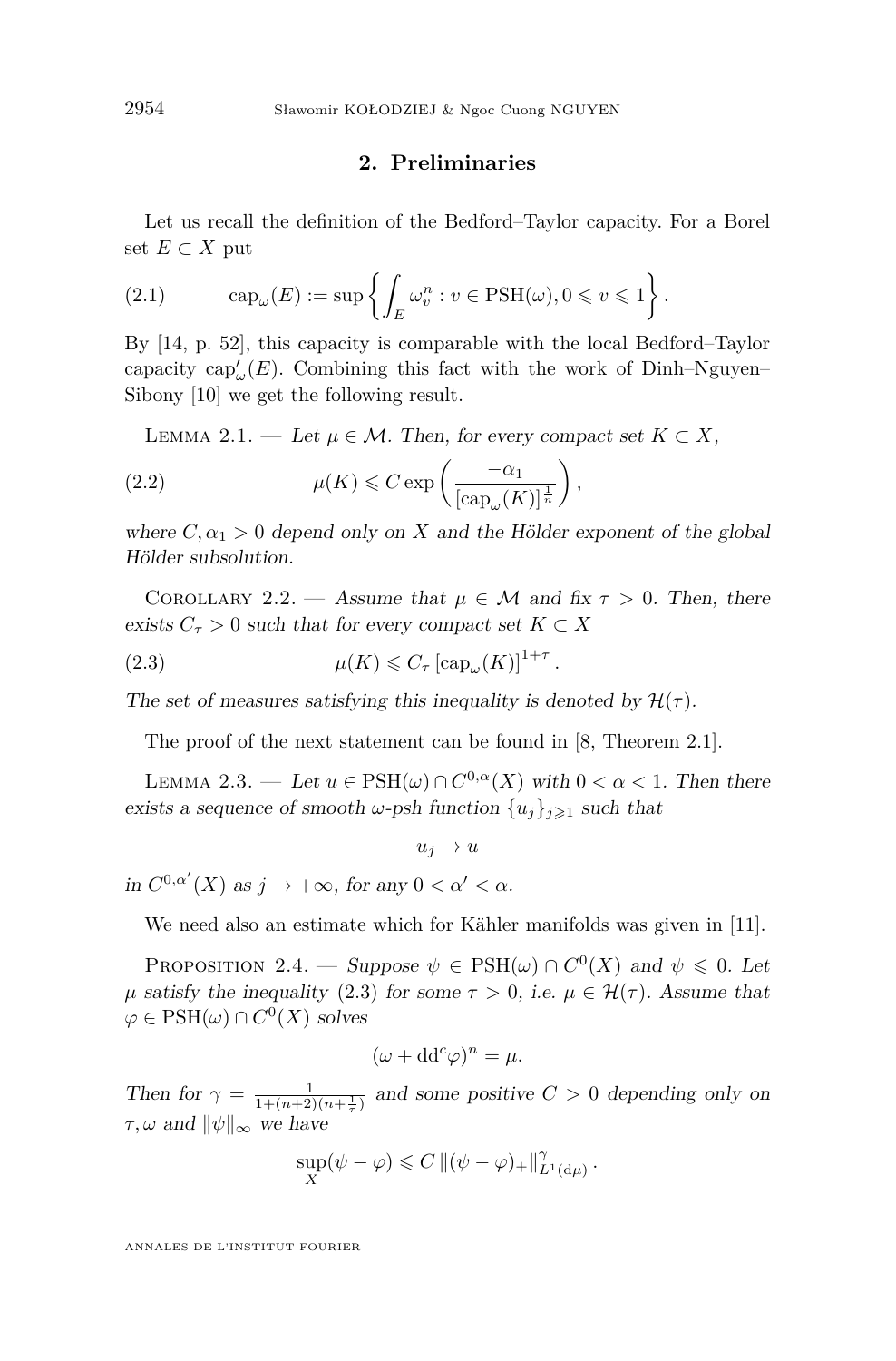## 2. Preliminaries

Let us recall the definition of the Bedford–Taylor capacity. For a Borel set $E \subset X$ put

$$\operatorname{cap}_\omega(E) := \sup\left\{ \int_E \omega_v^n : v \in \mathrm{PSH}(\omega), 0 \leqslant v \leqslant 1 \right\}. \tag{2.1}$$

By [14, p. 52], this capacity is comparable with the local Bedford–Taylor capacity $\operatorname{cap}'_\omega(E)$. Combining this fact with the work of Dinh–Nguyen–Sibony [10] we get the following result.

Lemma 2.1. — *Let $\mu \in \mathcal{M}$. Then, for every compact set $K \subset X$,*

$$\mu(K) \leqslant C \exp\left( \frac{-\alpha_1}{[\operatorname{cap}_\omega(K)]^{\frac{1}{n}}} \right), \tag{2.2}$$

*where $C, \alpha_1 > 0$ depend only on $X$ and the Hölder exponent of the global Hölder subsolution.*

Corollary 2.2. — *Assume that $\mu \in \mathcal{M}$ and fix $\tau > 0$. Then, there exists $C_\tau > 0$ such that for every compact set $K \subset X$*

$$\mu(K) \leqslant C_\tau \left[\operatorname{cap}_\omega(K)\right]^{1+\tau}. \tag{2.3}$$

*The set of measures satisfying this inequality is denoted by $\mathcal{H}(\tau)$.*

The proof of the next statement can be found in [8, Theorem 2.1].

Lemma 2.3. — *Let $u \in \mathrm{PSH}(\omega) \cap C^{0,\alpha}(X)$ with $0 < \alpha < 1$. Then there exists a sequence of smooth $\omega$-psh function $\{u_j\}_{j \geqslant 1}$ such that*

$$u_j \to u$$

*in $C^{0,\alpha'}(X)$ as $j \to +\infty$, for any $0 < \alpha' < \alpha$.*

We need also an estimate which for Kähler manifolds was given in [11].

Proposition 2.4. — *Suppose $\psi \in \mathrm{PSH}(\omega) \cap C^0(X)$ and $\psi \leqslant 0$. Let $\mu$ satisfy the inequality (2.3) for some $\tau > 0$, i.e. $\mu \in \mathcal{H}(\tau)$. Assume that $\varphi \in \mathrm{PSH}(\omega) \cap C^0(X)$ solves*

$$(\omega + \mathrm{dd}^c \varphi)^n = \mu.$$

*Then for $\gamma = \frac{1}{1+(n+2)(n+\frac{1}{\tau})}$ and some positive $C > 0$ depending only on $\tau, \omega$ and $\|\psi\|_\infty$ we have*

$$\sup_X (\psi - \varphi) \leqslant C \left\|(\psi - \varphi)_+\right\|_{L^1(\mathrm{d}\mu)}^\gamma.$$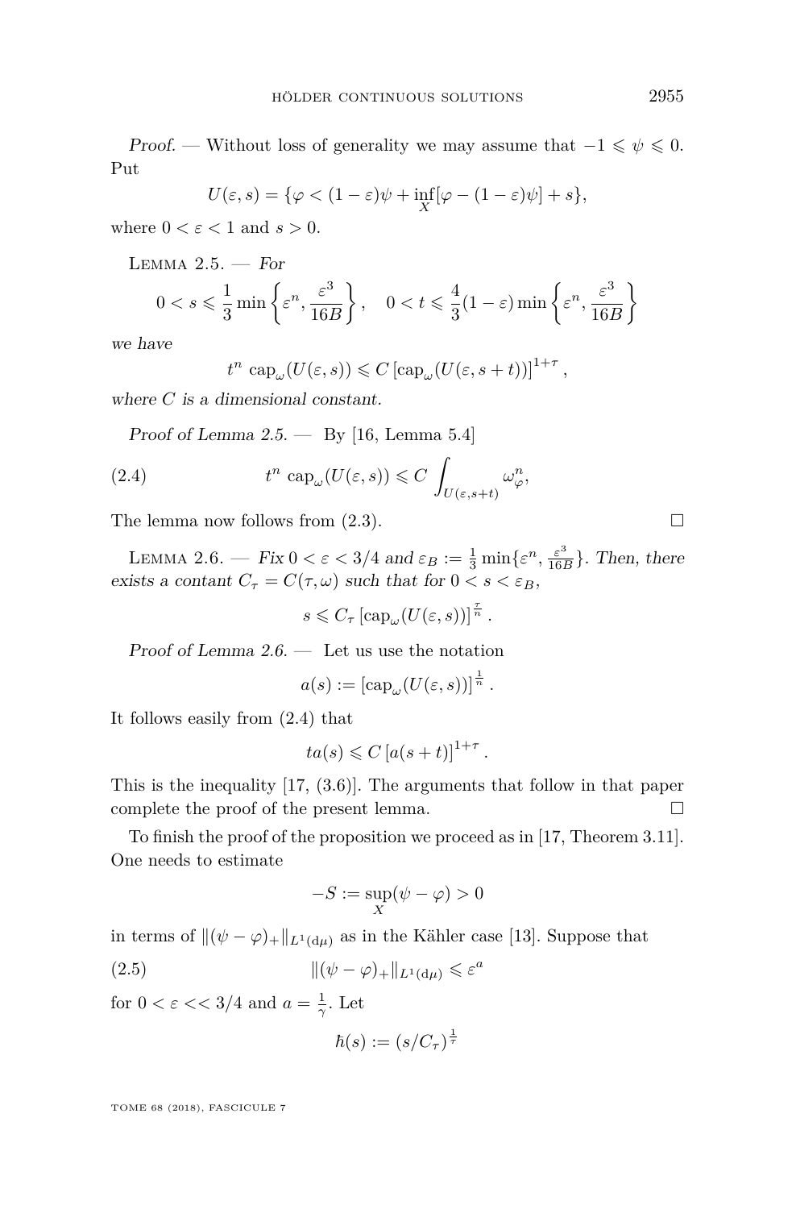*Proof.* — Without loss of generality we may assume that $-1 \leqslant \psi \leqslant 0$. Put

$$U(\varepsilon, s) = \{\varphi < (1-\varepsilon)\psi + \inf_X[\varphi - (1-\varepsilon)\psi] + s\},$$

where $0 < \varepsilon < 1$ and $s > 0$.

Lemma 2.5. — *For*

$$0 < s \leqslant \frac{1}{3}\min\left\{\varepsilon^n, \frac{\varepsilon^3}{16B}\right\}, \quad 0 < t \leqslant \frac{4}{3}(1-\varepsilon)\min\left\{\varepsilon^n, \frac{\varepsilon^3}{16B}\right\}$$

*we have*

$$t^n \operatorname{cap}_\omega(U(\varepsilon, s)) \leqslant C\left[\operatorname{cap}_\omega(U(\varepsilon, s+t))\right]^{1+\tau},$$

*where $C$ is a dimensional constant.*

*Proof of Lemma 2.5.* — By [16, Lemma 5.4]

$$t^n \operatorname{cap}_\omega(U(\varepsilon, s)) \leqslant C \int_{U(\varepsilon, s+t)} \omega_\varphi^n, \tag{2.4}$$

The lemma now follows from (2.3). $\square$

Lemma 2.6. — *Fix $0 < \varepsilon < 3/4$ and $\varepsilon_B := \frac{1}{3}\min\{\varepsilon^n, \frac{\varepsilon^3}{16B}\}$. Then, there exists a contant $C_\tau = C(\tau, \omega)$ such that for $0 < s < \varepsilon_B$,*

$$s \leqslant C_\tau\left[\operatorname{cap}_\omega(U(\varepsilon, s))\right]^{\frac{\tau}{n}}.$$

*Proof of Lemma 2.6.* — Let us use the notation

$$a(s) := \left[\operatorname{cap}_\omega(U(\varepsilon, s))\right]^{\frac{1}{n}}.$$

It follows easily from (2.4) that

$$t a(s) \leqslant C\left[a(s+t)\right]^{1+\tau}.$$

This is the inequality [17, (3.6)]. The arguments that follow in that paper complete the proof of the present lemma. $\square$

To finish the proof of the proposition we proceed as in [17, Theorem 3.11]. One needs to estimate

$$-S := \sup_X(\psi - \varphi) > 0$$

in terms of $\|(\psi-\varphi)_+\|_{L^1(d\mu)}$ as in the Kähler case [13]. Suppose that

$$\|(\psi-\varphi)_+\|_{L^1(d\mu)} \leqslant \varepsilon^a \tag{2.5}$$

for $0 < \varepsilon << 3/4$ and $a = \frac{1}{\gamma}$. Let

$$\hbar(s) := (s/C_\tau)^{\frac{1}{\tau}}$$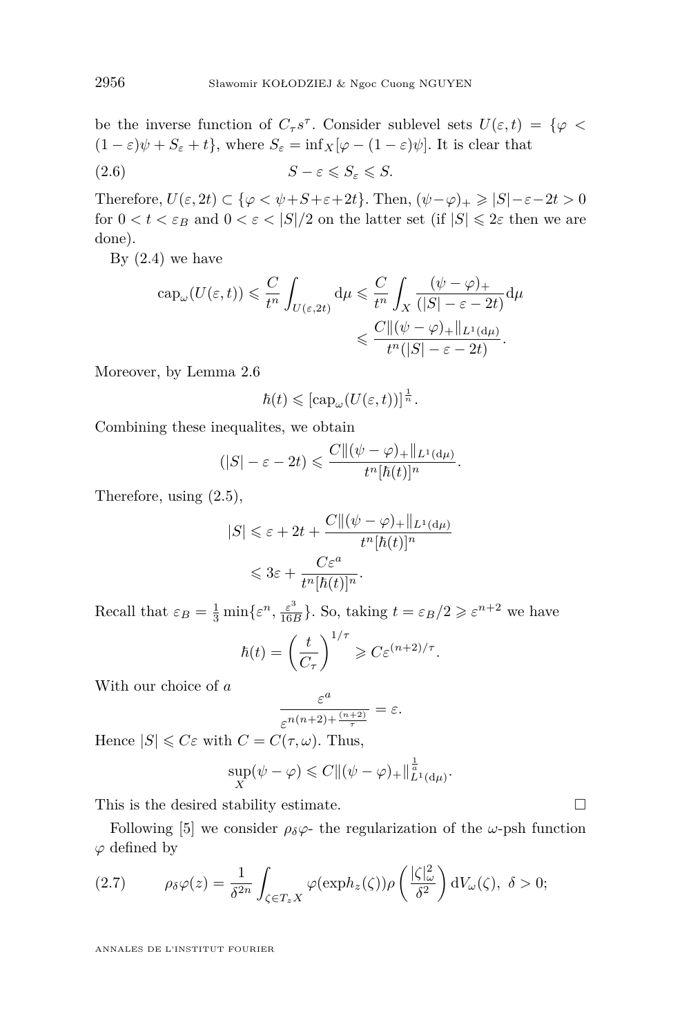be the inverse function of $C_\tau s^\tau$. Consider sublevel sets $U(\varepsilon, t) = \{\varphi < (1-\varepsilon)\psi + S_\varepsilon + t\}$, where $S_\varepsilon = \inf_X[\varphi - (1-\varepsilon)\psi]$. It is clear that

$$S - \varepsilon \leqslant S_\varepsilon \leqslant S. \tag{2.6}$$

Therefore, $U(\varepsilon, 2t) \subset \{\varphi < \psi + S + \varepsilon + 2t\}$. Then, $(\psi - \varphi)_+ \geqslant |S| - \varepsilon - 2t > 0$ for $0 < t < \varepsilon_B$ and $0 < \varepsilon < |S|/2$ on the latter set (if $|S| \leqslant 2\varepsilon$ then we are done).

By (2.4) we have

$$\begin{aligned}\operatorname{cap}_\omega(U(\varepsilon,t)) \leqslant \frac{C}{t^n}\int_{U(\varepsilon,2t)} \mathrm{d}\mu &\leqslant \frac{C}{t^n}\int_X \frac{(\psi-\varphi)_+}{(|S|-\varepsilon-2t)}\mathrm{d}\mu \\ &\leqslant \frac{C\|(\psi-\varphi)_+\|_{L^1(\mathrm{d}\mu)}}{t^n(|S|-\varepsilon-2t)}.\end{aligned}$$

Moreover, by Lemma 2.6

$$\hbar(t) \leqslant [\operatorname{cap}_\omega(U(\varepsilon,t))]^{\frac{1}{n}}.$$

Combining these inequalites, we obtain

$$(|S| - \varepsilon - 2t) \leqslant \frac{C\|(\psi-\varphi)_+\|_{L^1(\mathrm{d}\mu)}}{t^n[\hbar(t)]^n}.$$

Therefore, using (2.5),

$$\begin{aligned}|S| &\leqslant \varepsilon + 2t + \frac{C\|(\psi-\varphi)_+\|_{L^1(\mathrm{d}\mu)}}{t^n[\hbar(t)]^n} \\ &\leqslant 3\varepsilon + \frac{C\varepsilon^a}{t^n[\hbar(t)]^n}.\end{aligned}$$

Recall that $\varepsilon_B = \frac{1}{3}\min\{\varepsilon^n, \frac{\varepsilon^3}{16B}\}$. So, taking $t = \varepsilon_B/2 \geqslant \varepsilon^{n+2}$ we have

$$\hbar(t) = \left(\frac{t}{C_\tau}\right)^{1/\tau} \geqslant C\varepsilon^{(n+2)/\tau}.$$

With our choice of $a$

$$\frac{\varepsilon^a}{\varepsilon^{n(n+2)+\frac{(n+2)}{\tau}}} = \varepsilon.$$

Hence $|S| \leqslant C\varepsilon$ with $C = C(\tau, \omega)$. Thus,

$$\sup_X(\psi - \varphi) \leqslant C\|(\psi-\varphi)_+\|^{\frac{1}{a}}_{L^1(\mathrm{d}\mu)}.$$

This is the desired stability estimate. □

Following [5] we consider $\rho_\delta\varphi$- the regularization of the $\omega$-psh function $\varphi$ defined by

$$\rho_\delta\varphi(z) = \frac{1}{\delta^{2n}}\int_{\zeta\in T_zX} \varphi(\exp h_z(\zeta))\rho\left(\frac{|\zeta|^2_\omega}{\delta^2}\right)\mathrm{d}V_\omega(\zeta),\ \delta > 0; \tag{2.7}$$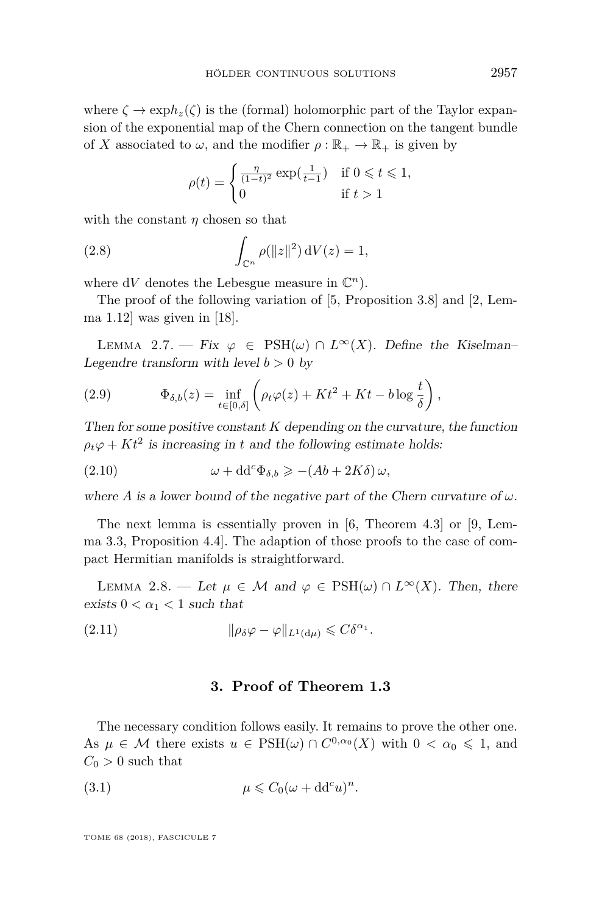where $\zeta \to \exp h_z(\zeta)$ is the (formal) holomorphic part of the Taylor expansion of the exponential map of the Chern connection on the tangent bundle of $X$ associated to $\omega$, and the modifier $\rho : \mathbb{R}_+ \to \mathbb{R}_+$ is given by

$$\rho(t) = \begin{cases} \frac{\eta}{(1-t)^2} \exp(\frac{1}{t-1}) & \text{if } 0 \leqslant t \leqslant 1, \\ 0 & \text{if } t > 1 \end{cases}$$

with the constant $\eta$ chosen so that

$$\int_{\mathbb{C}^n} \rho(\|z\|^2) \, \mathrm{d}V(z) = 1, \tag{2.8}$$

where $\mathrm{d}V$ denotes the Lebesgue measure in $\mathbb{C}^n$).

The proof of the following variation of [5, Proposition 3.8] and [2, Lemma 1.12] was given in [18].

Lemma 2.7. — *Fix $\varphi \in \mathrm{PSH}(\omega) \cap L^\infty(X)$. Define the Kiselman–Legendre transform with level $b > 0$ by*

$$\Phi_{\delta,b}(z) = \inf_{t \in [0,\delta]} \left( \rho_t \varphi(z) + Kt^2 + Kt - b \log \frac{t}{\delta} \right), \tag{2.9}$$

*Then for some positive constant $K$ depending on the curvature, the function $\rho_t \varphi + Kt^2$ is increasing in $t$ and the following estimate holds:*

$$\omega + \mathrm{dd}^c \Phi_{\delta,b} \geqslant -(Ab + 2K\delta)\, \omega, \tag{2.10}$$

*where $A$ is a lower bound of the negative part of the Chern curvature of $\omega$.*

The next lemma is essentially proven in [6, Theorem 4.3] or [9, Lemma 3.3, Proposition 4.4]. The adaption of those proofs to the case of compact Hermitian manifolds is straightforward.

Lemma 2.8. — *Let $\mu \in \mathcal{M}$ and $\varphi \in \mathrm{PSH}(\omega) \cap L^\infty(X)$. Then, there exists $0 < \alpha_1 < 1$ such that*

$$\|\rho_\delta \varphi - \varphi\|_{L^1(\mathrm{d}\mu)} \leqslant C\delta^{\alpha_1}. \tag{2.11}$$

## 3. Proof of Theorem 1.3

The necessary condition follows easily. It remains to prove the other one. As $\mu \in \mathcal{M}$ there exists $u \in \mathrm{PSH}(\omega) \cap C^{0,\alpha_0}(X)$ with $0 < \alpha_0 \leqslant 1$, and $C_0 > 0$ such that

$$\mu \leqslant C_0 (\omega + \mathrm{dd}^c u)^n. \tag{3.1}$$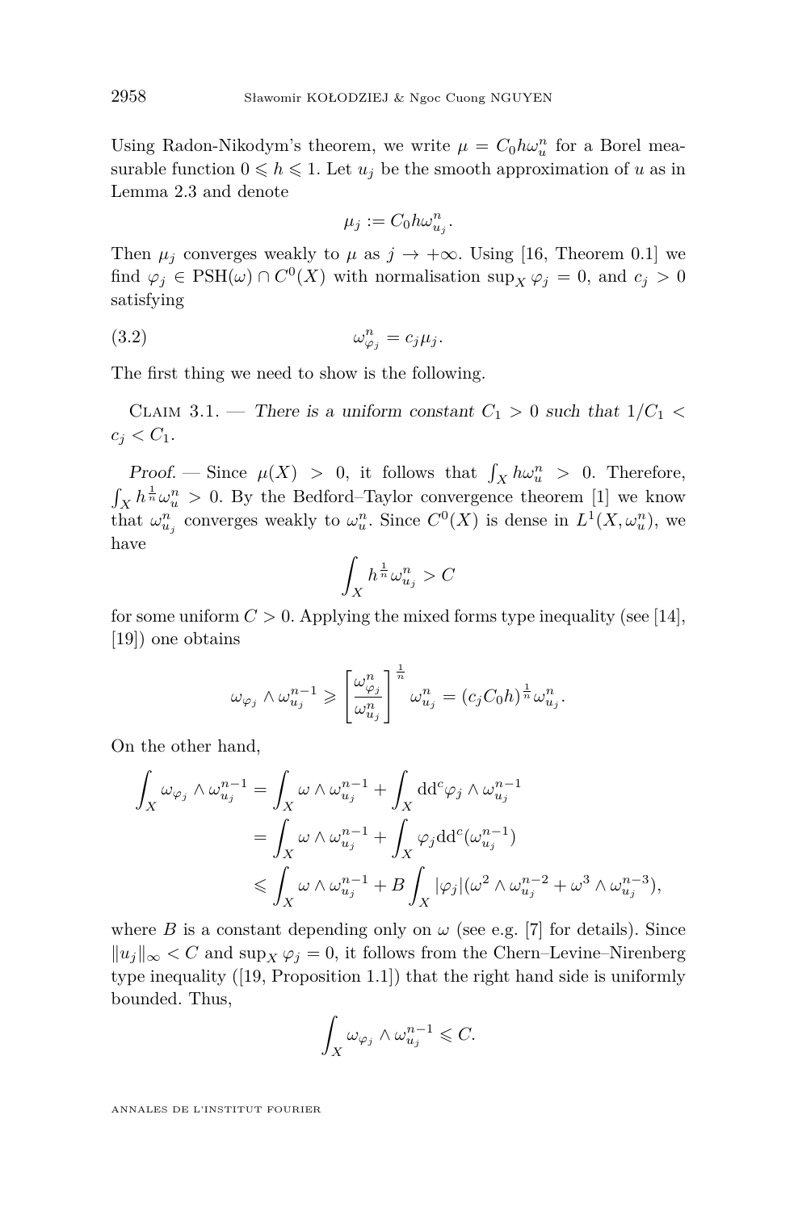Using Radon-Nikodym's theorem, we write $\mu = C_0 h \omega_u^n$ for a Borel measurable function $0 \leqslant h \leqslant 1$. Let $u_j$ be the smooth approximation of $u$ as in Lemma 2.3 and denote

$$\mu_j := C_0 h \omega_{u_j}^n.$$

Then $\mu_j$ converges weakly to $\mu$ as $j \to +\infty$. Using [16, Theorem 0.1] we find $\varphi_j \in \mathrm{PSH}(\omega) \cap C^0(X)$ with normalisation $\sup_X \varphi_j = 0$, and $c_j > 0$ satisfying

$$\omega_{\varphi_j}^n = c_j \mu_j. \tag{3.2}$$

The first thing we need to show is the following.

Claim 3.1. — *There is a uniform constant $C_1 > 0$ such that $1/C_1 < c_j < C_1$.*

*Proof.* — Since $\mu(X) > 0$, it follows that $\int_X h \omega_u^n > 0$. Therefore, $\int_X h^{\frac{1}{n}} \omega_u^n > 0$. By the Bedford–Taylor convergence theorem [1] we know that $\omega_{u_j}^n$ converges weakly to $\omega_u^n$. Since $C^0(X)$ is dense in $L^1(X, \omega_u^n)$, we have

$$\int_X h^{\frac{1}{n}} \omega_{u_j}^n > C$$

for some uniform $C > 0$. Applying the mixed forms type inequality (see [14], [19]) one obtains

$$\omega_{\varphi_j} \wedge \omega_{u_j}^{n-1} \geqslant \left[ \frac{\omega_{\varphi_j}^n}{\omega_{u_j}^n} \right]^{\frac{1}{n}} \omega_{u_j}^n = (c_j C_0 h)^{\frac{1}{n}} \omega_{u_j}^n.$$

On the other hand,

$$\begin{aligned}
\int_X \omega_{\varphi_j} \wedge \omega_{u_j}^{n-1} &= \int_X \omega \wedge \omega_{u_j}^{n-1} + \int_X \mathrm{dd}^c \varphi_j \wedge \omega_{u_j}^{n-1} \\
&= \int_X \omega \wedge \omega_{u_j}^{n-1} + \int_X \varphi_j \mathrm{dd}^c (\omega_{u_j}^{n-1}) \\
&\leqslant \int_X \omega \wedge \omega_{u_j}^{n-1} + B \int_X |\varphi_j| (\omega^2 \wedge \omega_{u_j}^{n-2} + \omega^3 \wedge \omega_{u_j}^{n-3}),
\end{aligned}$$

where $B$ is a constant depending only on $\omega$ (see e.g. [7] for details). Since $\|u_j\|_\infty < C$ and $\sup_X \varphi_j = 0$, it follows from the Chern–Levine–Nirenberg type inequality ([19, Proposition 1.1]) that the right hand side is uniformly bounded. Thus,

$$\int_X \omega_{\varphi_j} \wedge \omega_{u_j}^{n-1} \leqslant C.$$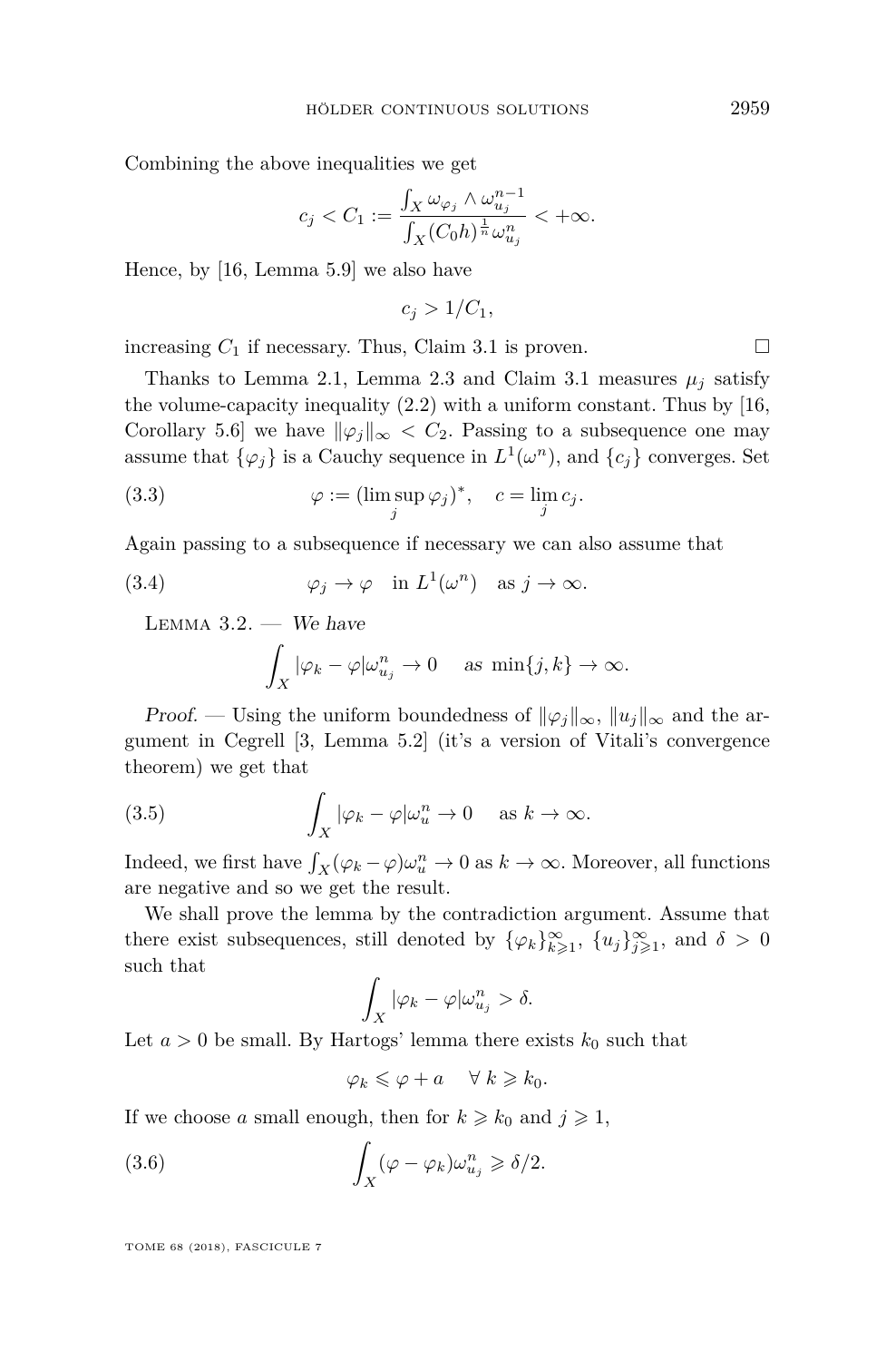Combining the above inequalities we get

$$c_j < C_1 := \frac{\int_X \omega_{\varphi_j} \wedge \omega_{u_j}^{n-1}}{\int_X (C_0 h)^{\frac{1}{n}} \omega_{u_j}^n} < +\infty.$$

Hence, by [16, Lemma 5.9] we also have

$$c_j > 1/C_1,$$

increasing $C_1$ if necessary. Thus, Claim 3.1 is proven. □

Thanks to Lemma 2.1, Lemma 2.3 and Claim 3.1 measures $\mu_j$ satisfy the volume-capacity inequality (2.2) with a uniform constant. Thus by [16, Corollary 5.6] we have $\|\varphi_j\|_\infty < C_2$. Passing to a subsequence one may assume that $\{\varphi_j\}$ is a Cauchy sequence in $L^1(\omega^n)$, and $\{c_j\}$ converges. Set

$$\varphi := (\limsup_j \varphi_j)^*, \quad c = \lim_j c_j. \tag{3.3}$$

Again passing to a subsequence if necessary we can also assume that

$$\varphi_j \to \varphi \quad \text{in } L^1(\omega^n) \quad \text{as } j \to \infty. \tag{3.4}$$

Lemma 3.2. — *We have*

$$\int_X |\varphi_k - \varphi| \omega_{u_j}^n \to 0 \quad \text{as } \min\{j,k\} \to \infty.$$

*Proof.* — Using the uniform boundedness of $\|\varphi_j\|_\infty$, $\|u_j\|_\infty$ and the argument in Cegrell [3, Lemma 5.2] (it's a version of Vitali's convergence theorem) we get that

$$\int_X |\varphi_k - \varphi| \omega_u^n \to 0 \quad \text{as } k \to \infty. \tag{3.5}$$

Indeed, we first have $\int_X (\varphi_k - \varphi)\omega_u^n \to 0$ as $k \to \infty$. Moreover, all functions are negative and so we get the result.

We shall prove the lemma by the contradiction argument. Assume that there exist subsequences, still denoted by $\{\varphi_k\}_{k \geqslant 1}^\infty$, $\{u_j\}_{j \geqslant 1}^\infty$, and $\delta > 0$ such that

$$\int_X |\varphi_k - \varphi| \omega_{u_j}^n > \delta.$$

Let $a > 0$ be small. By Hartogs' lemma there exists $k_0$ such that

$$\varphi_k \leqslant \varphi + a \quad \forall\, k \geqslant k_0.$$

If we choose $a$ small enough, then for $k \geqslant k_0$ and $j \geqslant 1$,

$$\int_X (\varphi - \varphi_k) \omega_{u_j}^n \geqslant \delta/2. \tag{3.6}$$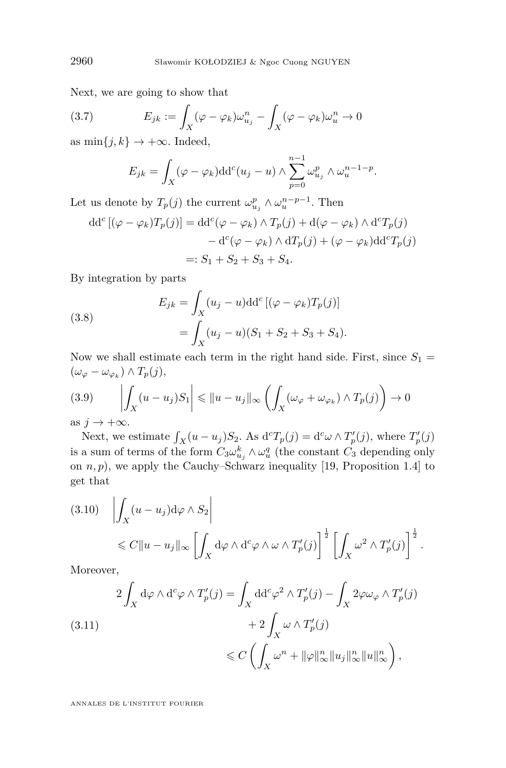Next, we are going to show that

$$E_{jk} := \int_X (\varphi - \varphi_k)\omega_{u_j}^n - \int_X (\varphi - \varphi_k)\omega_u^n \to 0 \tag{3.7}$$

as $\min\{j,k\} \to +\infty$. Indeed,

$$E_{jk} = \int_X (\varphi - \varphi_k) \mathrm{dd}^c (u_j - u) \wedge \sum_{p=0}^{n-1} \omega_{u_j}^p \wedge \omega_u^{n-1-p}.$$

Let us denote by $T_p(j)$ the current $\omega_{u_j}^p \wedge \omega_u^{n-p-1}$. Then

$$\begin{aligned}
\mathrm{dd}^c \left[(\varphi - \varphi_k) T_p(j)\right] &= \mathrm{dd}^c(\varphi - \varphi_k) \wedge T_p(j) + \mathrm{d}(\varphi - \varphi_k) \wedge \mathrm{d}^c T_p(j) \\
&\quad - \mathrm{d}^c(\varphi - \varphi_k) \wedge \mathrm{d} T_p(j) + (\varphi - \varphi_k)\mathrm{dd}^c T_p(j) \\
&=: S_1 + S_2 + S_3 + S_4.
\end{aligned}$$

By integration by parts

$$\begin{aligned}
E_{jk} &= \int_X (u_j - u) \mathrm{dd}^c \left[(\varphi - \varphi_k) T_p(j)\right] \\
&= \int_X (u_j - u)(S_1 + S_2 + S_3 + S_4).
\end{aligned} \tag{3.8}$$

Now we shall estimate each term in the right hand side. First, since $S_1 = (\omega_\varphi - \omega_{\varphi_k}) \wedge T_p(j)$,

$$\left| \int_X (u - u_j) S_1 \right| \leqslant \|u - u_j\|_\infty \left( \int_X (\omega_\varphi + \omega_{\varphi_k}) \wedge T_p(j) \right) \to 0 \tag{3.9}$$

as $j \to +\infty$.

Next, we estimate $\int_X (u - u_j) S_2$. As $\mathrm{d}^c T_p(j) = \mathrm{d}^c \omega \wedge T_p'(j)$, where $T_p'(j)$ is a sum of terms of the form $C_3 \omega_{u_j}^k \wedge \omega_u^q$ (the constant $C_3$ depending only on $n, p$), we apply the Cauchy–Schwarz inequality [19, Proposition 1.4] to get that

$$\begin{aligned}
&\left| \int_X (u - u_j) \mathrm{d}\varphi \wedge S_2 \right| \\
&\qquad \leqslant C \|u - u_j\|_\infty \left[ \int_X \mathrm{d}\varphi \wedge \mathrm{d}^c \varphi \wedge \omega \wedge T_p'(j) \right]^{\frac{1}{2}} \left[ \int_X \omega^2 \wedge T_p'(j) \right]^{\frac{1}{2}}.
\end{aligned} \tag{3.10}$$

Moreover,

$$\begin{aligned}
2 \int_X \mathrm{d}\varphi \wedge \mathrm{d}^c \varphi \wedge T_p'(j) &= \int_X \mathrm{dd}^c \varphi^2 \wedge T_p'(j) - \int_X 2\varphi \omega_\varphi \wedge T_p'(j) \\
&\quad + 2 \int_X \omega \wedge T_p'(j) \\
&\leqslant C \left( \int_X \omega^n + \|\varphi\|_\infty^n \|u_j\|_\infty^n \|u\|_\infty^n \right),
\end{aligned} \tag{3.11}$$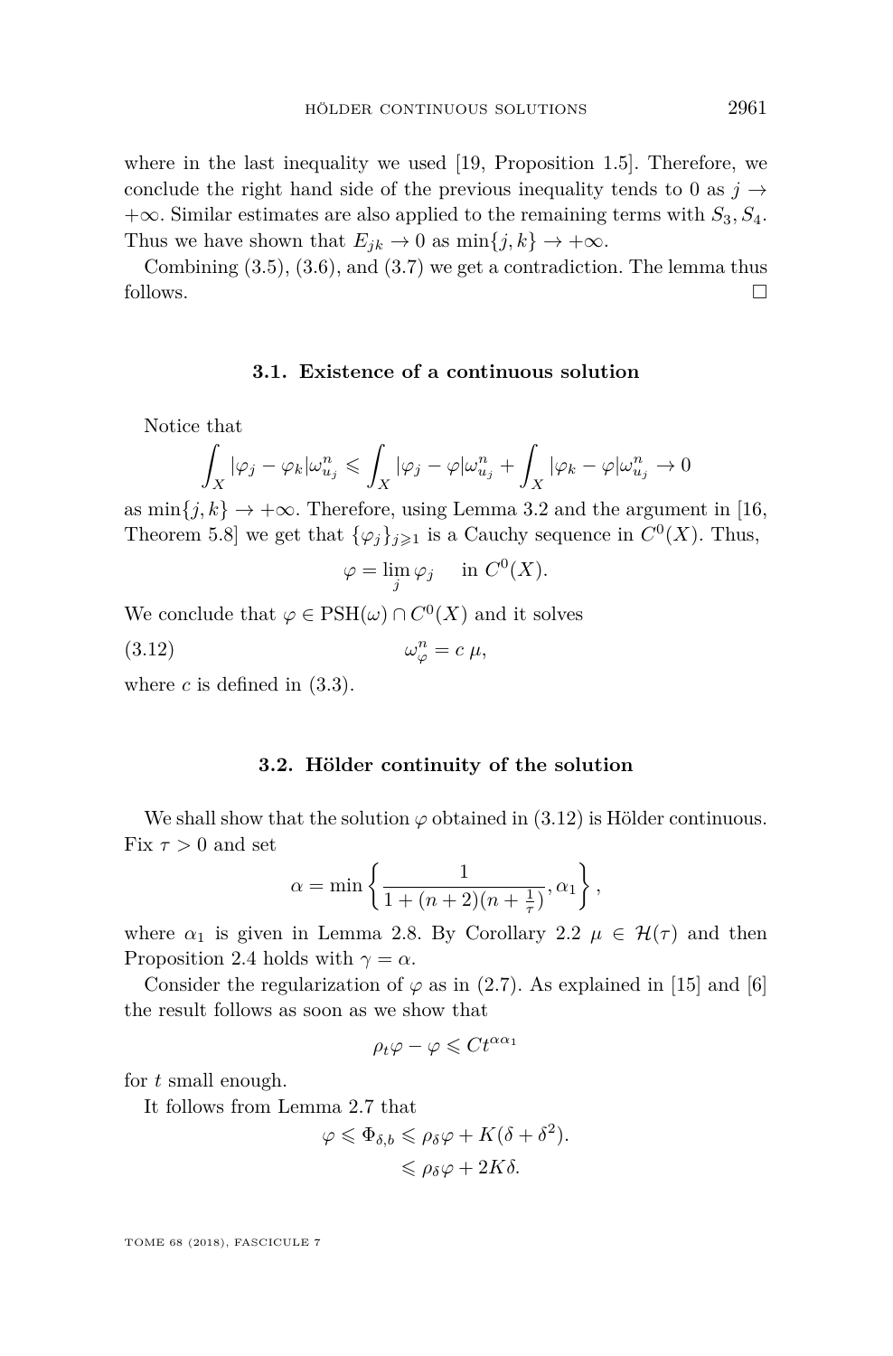where in the last inequality we used [19, Proposition 1.5]. Therefore, we conclude the right hand side of the previous inequality tends to 0 as $j \to +\infty$. Similar estimates are also applied to the remaining terms with $S_3, S_4$. Thus we have shown that $E_{jk} \to 0$ as $\min\{j,k\} \to +\infty$.

Combining (3.5), (3.6), and (3.7) we get a contradiction. The lemma thus follows. □

### 3.1. Existence of a continuous solution

Notice that

$$\int_X |\varphi_j - \varphi_k| \omega_{u_j}^n \leqslant \int_X |\varphi_j - \varphi| \omega_{u_j}^n + \int_X |\varphi_k - \varphi| \omega_{u_j}^n \to 0$$

as $\min\{j,k\} \to +\infty$. Therefore, using Lemma 3.2 and the argument in [16, Theorem 5.8] we get that $\{\varphi_j\}_{j\geqslant 1}$ is a Cauchy sequence in $C^0(X)$. Thus,

$$\varphi = \lim_j \varphi_j \quad \text{ in } C^0(X).$$

We conclude that $\varphi \in \mathrm{PSH}(\omega) \cap C^0(X)$ and it solves

$$\omega_\varphi^n = c\,\mu, \tag{3.12}$$

where $c$ is defined in (3.3).

### 3.2. Hölder continuity of the solution

We shall show that the solution $\varphi$ obtained in (3.12) is Hölder continuous. Fix $\tau > 0$ and set

$$\alpha = \min\left\{ \frac{1}{1+(n+2)(n+\frac{1}{\tau})}, \alpha_1 \right\},$$

where $\alpha_1$ is given in Lemma 2.8. By Corollary 2.2 $\mu \in \mathcal{H}(\tau)$ and then Proposition 2.4 holds with $\gamma = \alpha$.

Consider the regularization of $\varphi$ as in (2.7). As explained in [15] and [6] the result follows as soon as we show that

$$\rho_t\varphi - \varphi \leqslant C t^{\alpha\alpha_1}$$

for $t$ small enough.

It follows from Lemma 2.7 that

$$\begin{aligned} \varphi \leqslant \Phi_{\delta,b} &\leqslant \rho_\delta\varphi + K(\delta+\delta^2). \\ &\leqslant \rho_\delta\varphi + 2K\delta. \end{aligned}$$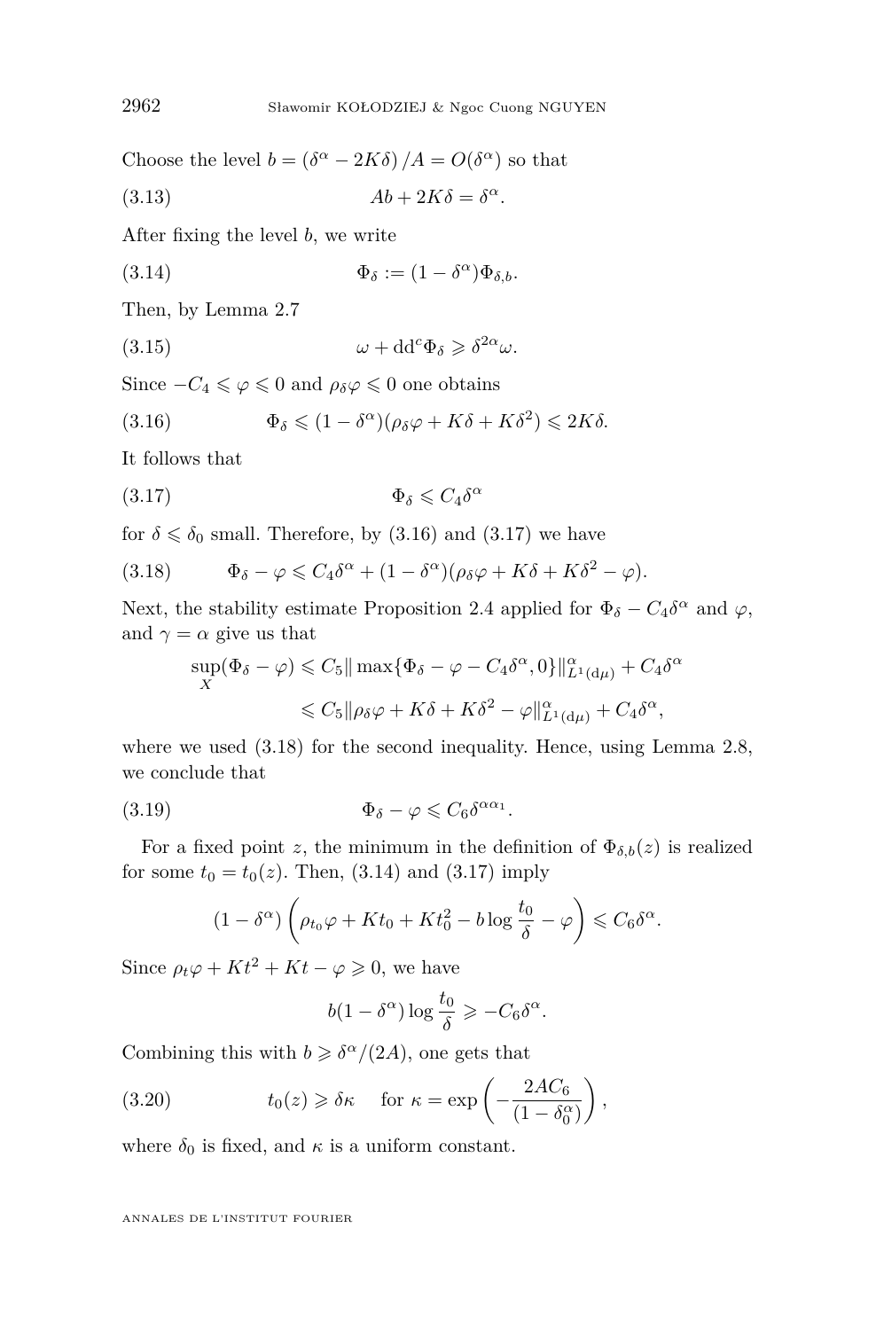Choose the level $b = (\delta^\alpha - 2K\delta)/A = O(\delta^\alpha)$ so that

$$Ab + 2K\delta = \delta^\alpha. \tag{3.13}$$

After fixing the level $b$, we write

$$\Phi_\delta := (1-\delta^\alpha)\Phi_{\delta,b}. \tag{3.14}$$

Then, by Lemma 2.7

$$\omega + dd^c\Phi_\delta \geqslant \delta^{2\alpha}\omega. \tag{3.15}$$

Since $-C_4 \leqslant \varphi \leqslant 0$ and $\rho_\delta\varphi \leqslant 0$ one obtains

$$\Phi_\delta \leqslant (1-\delta^\alpha)(\rho_\delta\varphi + K\delta + K\delta^2) \leqslant 2K\delta. \tag{3.16}$$

It follows that

$$\Phi_\delta \leqslant C_4\delta^\alpha \tag{3.17}$$

for $\delta \leqslant \delta_0$ small. Therefore, by (3.16) and (3.17) we have

$$\Phi_\delta - \varphi \leqslant C_4\delta^\alpha + (1-\delta^\alpha)(\rho_\delta\varphi + K\delta + K\delta^2 - \varphi). \tag{3.18}$$

Next, the stability estimate Proposition 2.4 applied for $\Phi_\delta - C_4\delta^\alpha$ and $\varphi$, and $\gamma = \alpha$ give us that

$$\begin{aligned}\sup_X(\Phi_\delta - \varphi) &\leqslant C_5\|\max\{\Phi_\delta - \varphi - C_4\delta^\alpha, 0\}\|^\alpha_{L^1(d\mu)} + C_4\delta^\alpha \\ &\leqslant C_5\|\rho_\delta\varphi + K\delta + K\delta^2 - \varphi\|^\alpha_{L^1(d\mu)} + C_4\delta^\alpha,\end{aligned}$$

where we used (3.18) for the second inequality. Hence, using Lemma 2.8, we conclude that

$$\Phi_\delta - \varphi \leqslant C_6\delta^{\alpha\alpha_1}. \tag{3.19}$$

For a fixed point $z$, the minimum in the definition of $\Phi_{\delta,b}(z)$ is realized for some $t_0 = t_0(z)$. Then, (3.14) and (3.17) imply

$$(1-\delta^\alpha)\left(\rho_{t_0}\varphi + Kt_0 + Kt_0^2 - b\log\frac{t_0}{\delta} - \varphi\right) \leqslant C_6\delta^\alpha.$$

Since $\rho_t\varphi + Kt^2 + Kt - \varphi \geqslant 0$, we have

$$b(1-\delta^\alpha)\log\frac{t_0}{\delta} \geqslant -C_6\delta^\alpha.$$

Combining this with $b \geqslant \delta^\alpha/(2A)$, one gets that

$$t_0(z) \geqslant \delta\kappa \quad \text{for } \kappa = \exp\left(-\frac{2AC_6}{(1-\delta_0^\alpha)}\right), \tag{3.20}$$

where $\delta_0$ is fixed, and $\kappa$ is a uniform constant.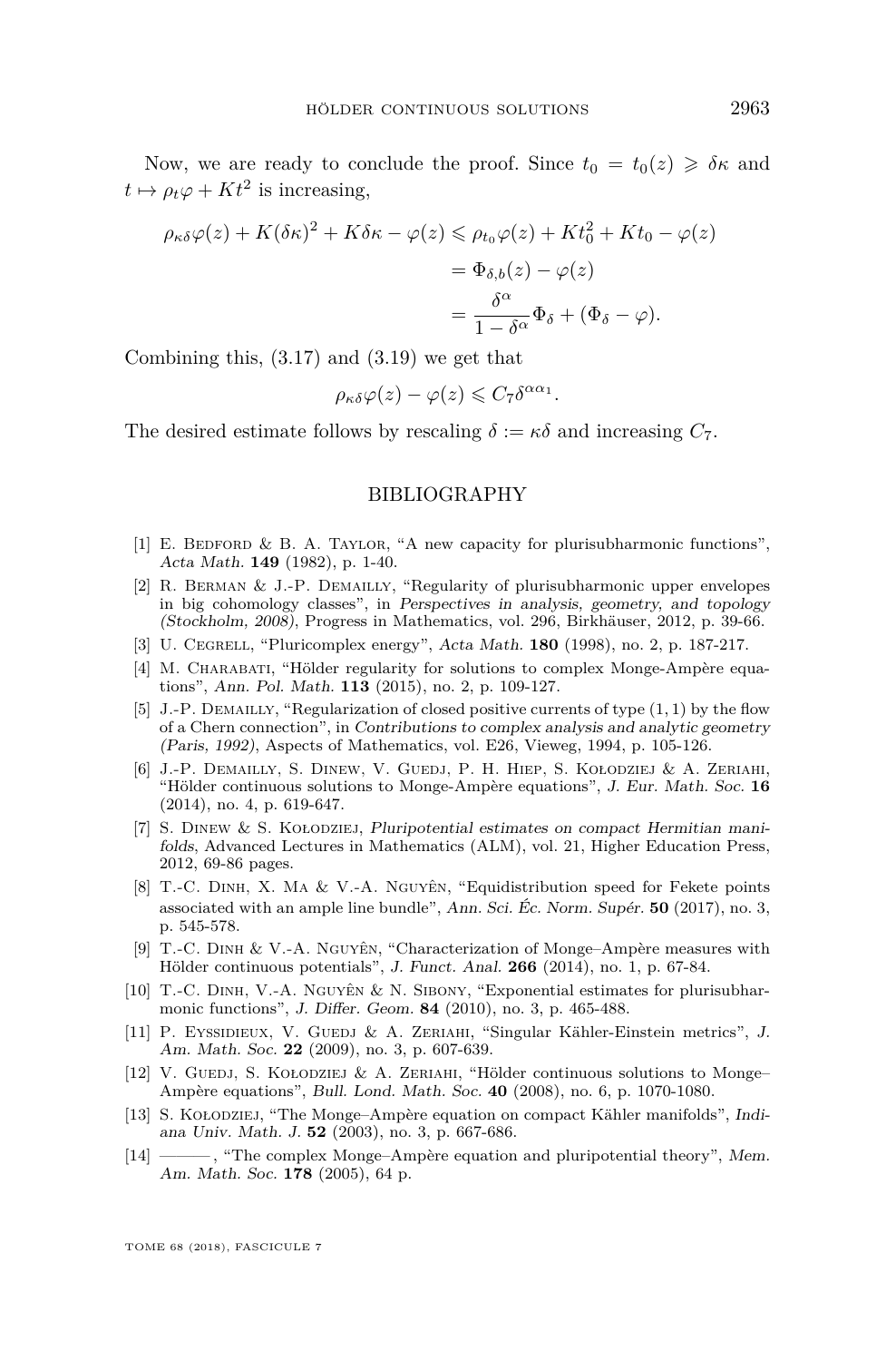Now, we are ready to conclude the proof. Since $t_0 = t_0(z) \geqslant \delta\kappa$ and $t \mapsto \rho_t\varphi + Kt^2$ is increasing,

$$\begin{aligned}
\rho_{\kappa\delta}\varphi(z) + K(\delta\kappa)^2 + K\delta\kappa - \varphi(z) &\leqslant \rho_{t_0}\varphi(z) + Kt_0^2 + Kt_0 - \varphi(z) \\
&= \Phi_{\delta,b}(z) - \varphi(z) \\
&= \frac{\delta^\alpha}{1-\delta^\alpha}\Phi_\delta + (\Phi_\delta - \varphi).
\end{aligned}$$

Combining this, (3.17) and (3.19) we get that

$$\rho_{\kappa\delta}\varphi(z) - \varphi(z) \leqslant C_7\delta^{\alpha\alpha_1}.$$

The desired estimate follows by rescaling $\delta := \kappa\delta$ and increasing $C_7$.

## BIBLIOGRAPHY

[1] E. Bedford & B. A. Taylor, "A new capacity for plurisubharmonic functions", *Acta Math.* **149** (1982), p. 1-40.

[2] R. Berman & J.-P. Demailly, "Regularity of plurisubharmonic upper envelopes in big cohomology classes", in *Perspectives in analysis, geometry, and topology (Stockholm, 2008)*, Progress in Mathematics, vol. 296, Birkhäuser, 2012, p. 39-66.

[3] U. Cegrell, "Pluricomplex energy", *Acta Math.* **180** (1998), no. 2, p. 187-217.

[4] M. Charabati, "Hölder regularity for solutions to complex Monge-Ampère equations", *Ann. Pol. Math.* **113** (2015), no. 2, p. 109-127.

[5] J.-P. Demailly, "Regularization of closed positive currents of type (1, 1) by the flow of a Chern connection", in *Contributions to complex analysis and analytic geometry (Paris, 1992)*, Aspects of Mathematics, vol. E26, Vieweg, 1994, p. 105-126.

[6] J.-P. Demailly, S. Dinew, V. Guedj, P. H. Hiep, S. Kołodziej & A. Zeriahi, "Hölder continuous solutions to Monge-Ampère equations", *J. Eur. Math. Soc.* **16** (2014), no. 4, p. 619-647.

[7] S. Dinew & S. Kołodziej, *Pluripotential estimates on compact Hermitian manifolds*, Advanced Lectures in Mathematics (ALM), vol. 21, Higher Education Press, 2012, 69-86 pages.

[8] T.-C. Dinh, X. Ma & V.-A. Nguyên, "Equidistribution speed for Fekete points associated with an ample line bundle", *Ann. Sci. Éc. Norm. Supér.* **50** (2017), no. 3, p. 545-578.

[9] T.-C. Dinh & V.-A. Nguyên, "Characterization of Monge–Ampère measures with Hölder continuous potentials", *J. Funct. Anal.* **266** (2014), no. 1, p. 67-84.

[10] T.-C. Dinh, V.-A. Nguyên & N. Sibony, "Exponential estimates for plurisubharmonic functions", *J. Differ. Geom.* **84** (2010), no. 3, p. 465-488.

[11] P. Eyssidieux, V. Guedj & A. Zeriahi, "Singular Kähler-Einstein metrics", *J. Am. Math. Soc.* **22** (2009), no. 3, p. 607-639.

[12] V. Guedj, S. Kołodziej & A. Zeriahi, "Hölder continuous solutions to Monge–Ampère equations", *Bull. Lond. Math. Soc.* **40** (2008), no. 6, p. 1070-1080.

[13] S. Kołodziej, "The Monge–Ampère equation on compact Kähler manifolds", *Indiana Univ. Math. J.* **52** (2003), no. 3, p. 667-686.

[14] ———, "The complex Monge–Ampère equation and pluripotential theory", *Mem. Am. Math. Soc.* **178** (2005), 64 p.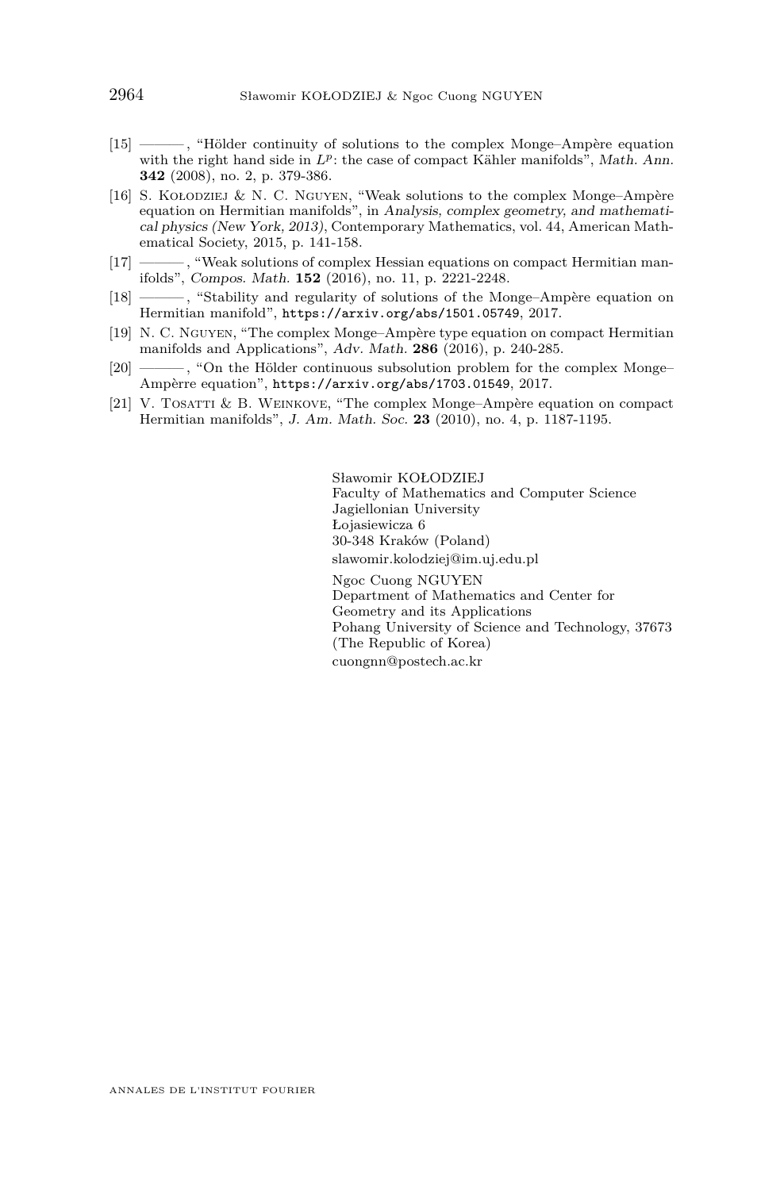[15] ———, "Hölder continuity of solutions to the complex Monge–Ampère equation with the right hand side in $L^p$: the case of compact Kähler manifolds", *Math. Ann.* **342** (2008), no. 2, p. 379-386.

[16] S. Kołodziej & N. C. Nguyen, "Weak solutions to the complex Monge–Ampère equation on Hermitian manifolds", in *Analysis, complex geometry, and mathematical physics (New York, 2013)*, Contemporary Mathematics, vol. 44, American Mathematical Society, 2015, p. 141-158.

[17] ———, "Weak solutions of complex Hessian equations on compact Hermitian manifolds", *Compos. Math.* **152** (2016), no. 11, p. 2221-2248.

[18] ———, "Stability and regularity of solutions of the Monge–Ampère equation on Hermitian manifold", https://arxiv.org/abs/1501.05749, 2017.

[19] N. C. Nguyen, "The complex Monge–Ampère type equation on compact Hermitian manifolds and Applications", *Adv. Math.* **286** (2016), p. 240-285.

[20] ———, "On the Hölder continuous subsolution problem for the complex Monge–Ampèrre equation", https://arxiv.org/abs/1703.01549, 2017.

[21] V. Tosatti & B. Weinkove, "The complex Monge–Ampère equation on compact Hermitian manifolds", *J. Am. Math. Soc.* **23** (2010), no. 4, p. 1187-1195.

Sławomir KOŁODZIEJ
Faculty of Mathematics and Computer Science
Jagiellonian University
Łojasiewicza 6
30-348 Kraków (Poland)
slawomir.kolodziej@im.uj.edu.pl

Ngoc Cuong NGUYEN
Department of Mathematics and Center for Geometry and its Applications
Pohang University of Science and Technology, 37673
(The Republic of Korea)
cuongnn@postech.ac.kr